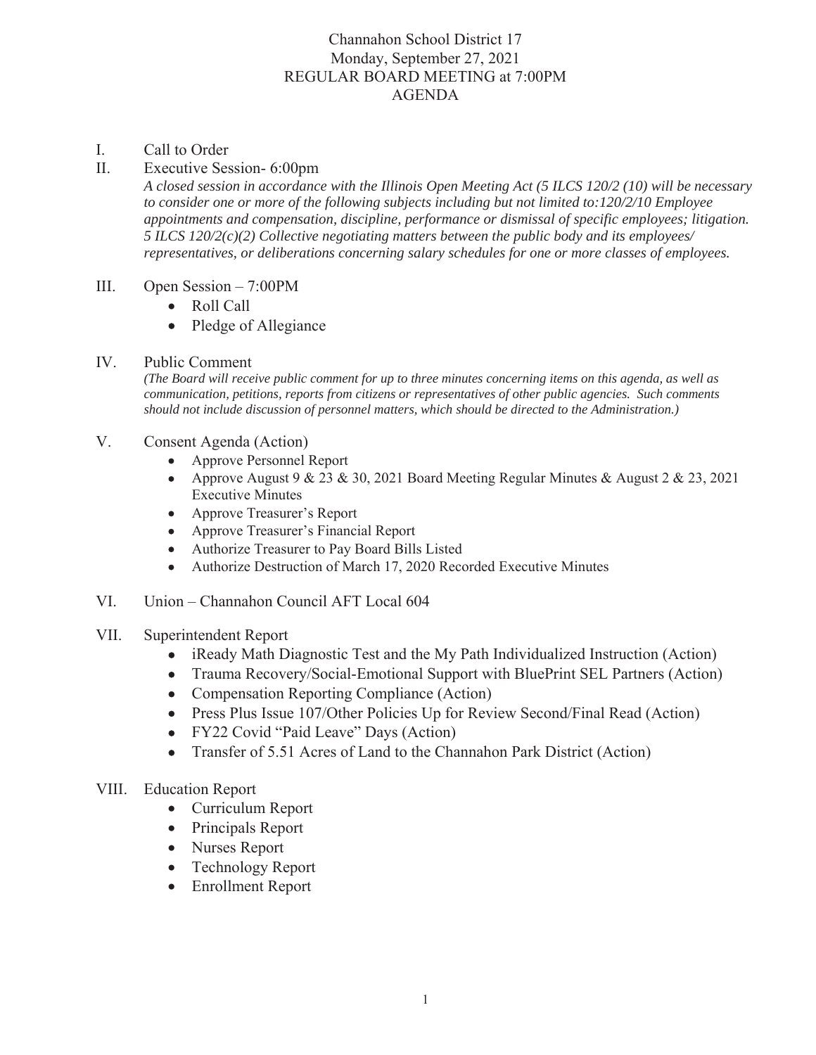# Channahon School District 17
## Monday, September 27, 2021
## REGULAR BOARD MEETING at 7:00PM
## AGENDA

I. Call to Order

II. Executive Session- 6:00pm

*A closed session in accordance with the Illinois Open Meeting Act (5 ILCS 120/2 (10) will be necessary to consider one or more of the following subjects including but not limited to:120/2/10 Employee appointments and compensation, discipline, performance or dismissal of specific employees; litigation. 5 ILCS 120/2(c)(2) Collective negotiating matters between the public body and its employees/ representatives, or deliberations concerning salary schedules for one or more classes of employees.*

III. Open Session – 7:00PM
- Roll Call
- Pledge of Allegiance

IV. Public Comment

*(The Board will receive public comment for up to three minutes concerning items on this agenda, as well as communication, petitions, reports from citizens or representatives of other public agencies. Such comments should not include discussion of personnel matters, which should be directed to the Administration.)*

V. Consent Agenda (Action)
- Approve Personnel Report
- Approve August 9 & 23 & 30, 2021 Board Meeting Regular Minutes & August 2 & 23, 2021 Executive Minutes
- Approve Treasurer's Report
- Approve Treasurer's Financial Report
- Authorize Treasurer to Pay Board Bills Listed
- Authorize Destruction of March 17, 2020 Recorded Executive Minutes

VI. Union – Channahon Council AFT Local 604

VII. Superintendent Report
- iReady Math Diagnostic Test and the My Path Individualized Instruction (Action)
- Trauma Recovery/Social-Emotional Support with BluePrint SEL Partners (Action)
- Compensation Reporting Compliance (Action)
- Press Plus Issue 107/Other Policies Up for Review Second/Final Read (Action)
- FY22 Covid "Paid Leave" Days (Action)
- Transfer of 5.51 Acres of Land to the Channahon Park District (Action)

VIII. Education Report
- Curriculum Report
- Principals Report
- Nurses Report
- Technology Report
- Enrollment Report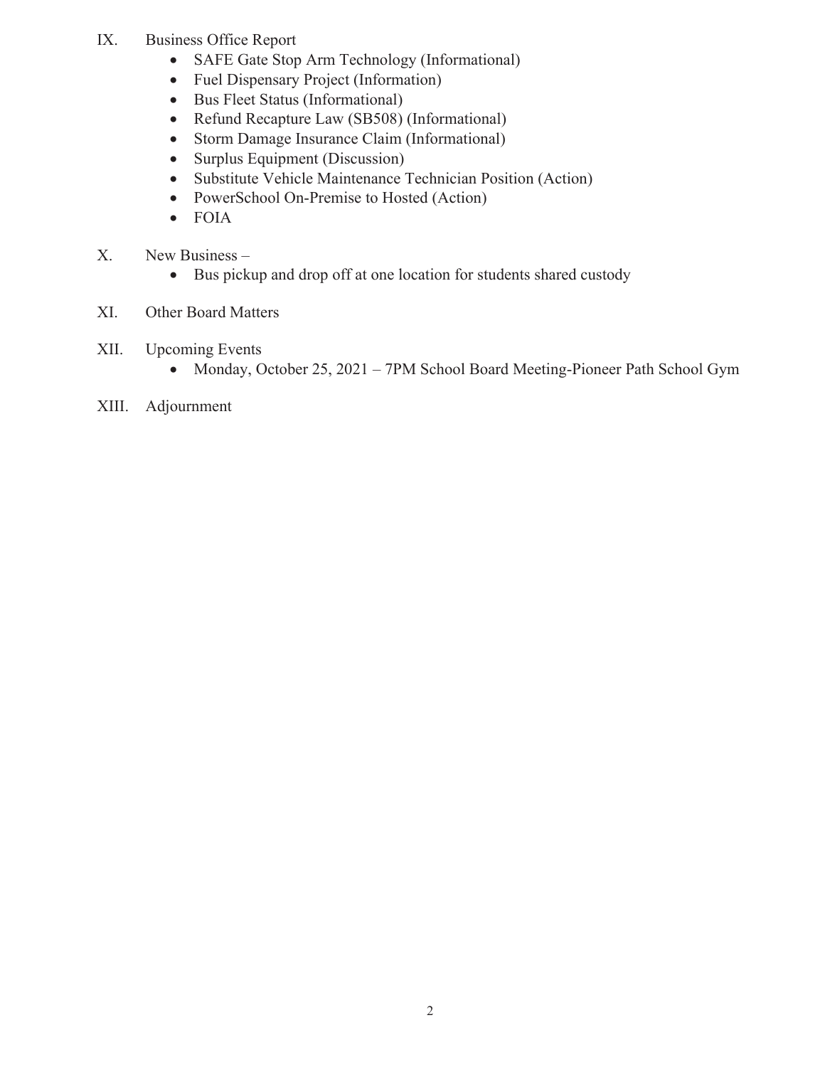IX. Business Office Report
- SAFE Gate Stop Arm Technology (Informational)
- Fuel Dispensary Project (Information)
- Bus Fleet Status (Informational)
- Refund Recapture Law (SB508) (Informational)
- Storm Damage Insurance Claim (Informational)
- Surplus Equipment (Discussion)
- Substitute Vehicle Maintenance Technician Position (Action)
- PowerSchool On-Premise to Hosted (Action)
- FOIA

X. New Business –
- Bus pickup and drop off at one location for students shared custody

XI. Other Board Matters

XII. Upcoming Events
- Monday, October 25, 2021 – 7PM School Board Meeting-Pioneer Path School Gym

XIII. Adjournment